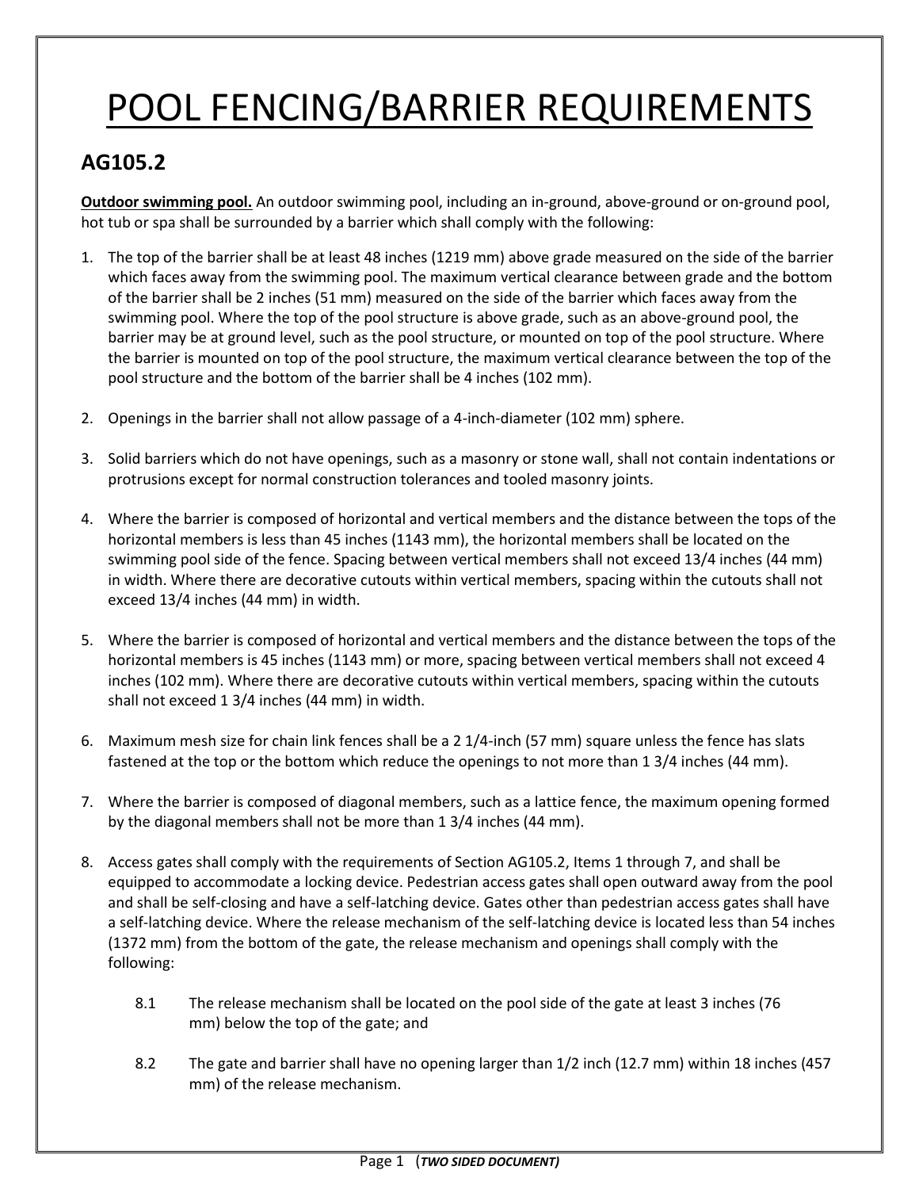# POOL FENCING/BARRIER REQUIREMENTS

## AG105.2

**Outdoor swimming pool.** An outdoor swimming pool, including an in-ground, above-ground or on-ground pool, hot tub or spa shall be surrounded by a barrier which shall comply with the following:

1. The top of the barrier shall be at least 48 inches (1219 mm) above grade measured on the side of the barrier which faces away from the swimming pool. The maximum vertical clearance between grade and the bottom of the barrier shall be 2 inches (51 mm) measured on the side of the barrier which faces away from the swimming pool. Where the top of the pool structure is above grade, such as an above-ground pool, the barrier may be at ground level, such as the pool structure, or mounted on top of the pool structure. Where the barrier is mounted on top of the pool structure, the maximum vertical clearance between the top of the pool structure and the bottom of the barrier shall be 4 inches (102 mm).

2. Openings in the barrier shall not allow passage of a 4-inch-diameter (102 mm) sphere.

3. Solid barriers which do not have openings, such as a masonry or stone wall, shall not contain indentations or protrusions except for normal construction tolerances and tooled masonry joints.

4. Where the barrier is composed of horizontal and vertical members and the distance between the tops of the horizontal members is less than 45 inches (1143 mm), the horizontal members shall be located on the swimming pool side of the fence. Spacing between vertical members shall not exceed 13/4 inches (44 mm) in width. Where there are decorative cutouts within vertical members, spacing within the cutouts shall not exceed 13/4 inches (44 mm) in width.

5. Where the barrier is composed of horizontal and vertical members and the distance between the tops of the horizontal members is 45 inches (1143 mm) or more, spacing between vertical members shall not exceed 4 inches (102 mm). Where there are decorative cutouts within vertical members, spacing within the cutouts shall not exceed 1 3/4 inches (44 mm) in width.

6. Maximum mesh size for chain link fences shall be a 2 1/4-inch (57 mm) square unless the fence has slats fastened at the top or the bottom which reduce the openings to not more than 1 3/4 inches (44 mm).

7. Where the barrier is composed of diagonal members, such as a lattice fence, the maximum opening formed by the diagonal members shall not be more than 1 3/4 inches (44 mm).

8. Access gates shall comply with the requirements of Section AG105.2, Items 1 through 7, and shall be equipped to accommodate a locking device. Pedestrian access gates shall open outward away from the pool and shall be self-closing and have a self-latching device. Gates other than pedestrian access gates shall have a self-latching device. Where the release mechanism of the self-latching device is located less than 54 inches (1372 mm) from the bottom of the gate, the release mechanism and openings shall comply with the following:

    8.1 The release mechanism shall be located on the pool side of the gate at least 3 inches (76 mm) below the top of the gate; and

    8.2 The gate and barrier shall have no opening larger than 1/2 inch (12.7 mm) within 18 inches (457 mm) of the release mechanism.

(***TWO SIDED DOCUMENT)***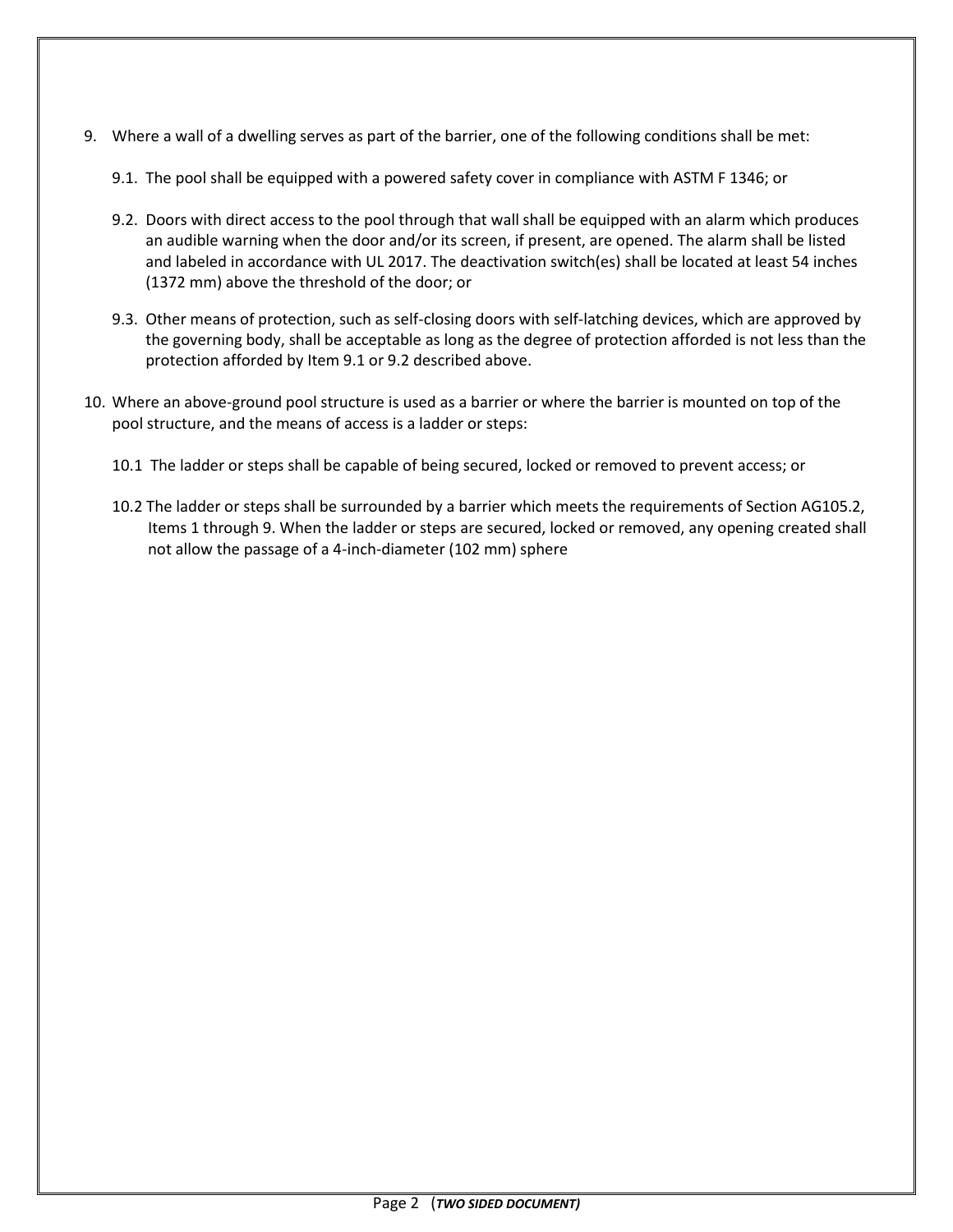9. Where a wall of a dwelling serves as part of the barrier, one of the following conditions shall be met:

   9.1. The pool shall be equipped with a powered safety cover in compliance with ASTM F 1346; or

   9.2. Doors with direct access to the pool through that wall shall be equipped with an alarm which produces an audible warning when the door and/or its screen, if present, are opened. The alarm shall be listed and labeled in accordance with UL 2017. The deactivation switch(es) shall be located at least 54 inches (1372 mm) above the threshold of the door; or

   9.3. Other means of protection, such as self-closing doors with self-latching devices, which are approved by the governing body, shall be acceptable as long as the degree of protection afforded is not less than the protection afforded by Item 9.1 or 9.2 described above.

10. Where an above-ground pool structure is used as a barrier or where the barrier is mounted on top of the pool structure, and the means of access is a ladder or steps:

    10.1 The ladder or steps shall be capable of being secured, locked or removed to prevent access; or

    10.2 The ladder or steps shall be surrounded by a barrier which meets the requirements of Section AG105.2, Items 1 through 9. When the ladder or steps are secured, locked or removed, any opening created shall not allow the passage of a 4-inch-diameter (102 mm) sphere

(***TWO SIDED DOCUMENT)***